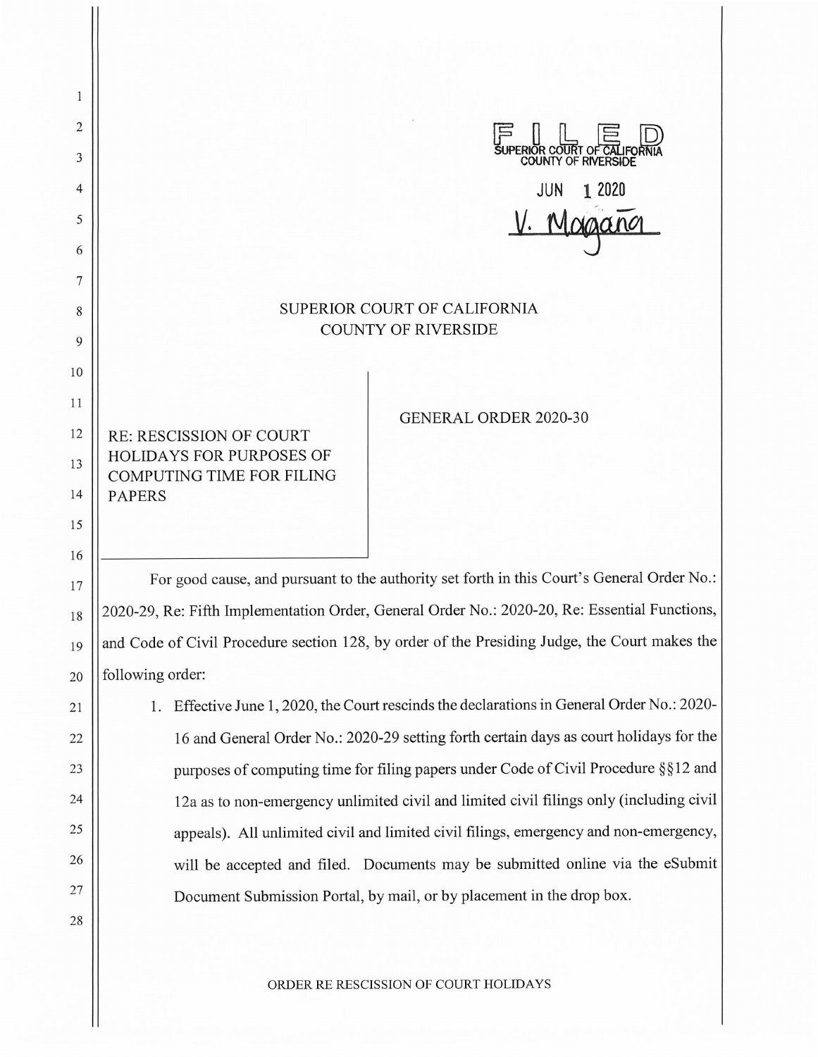FILED
SUPERIOR COURT OF CALIFORNIA
COUNTY OF RIVERSIDE

JUN 1 2020

V. Magana

# SUPERIOR COURT OF CALIFORNIA
# COUNTY OF RIVERSIDE

RE: RESCISSION OF COURT HOLIDAYS FOR PURPOSES OF COMPUTING TIME FOR FILING PAPERS

GENERAL ORDER 2020-30

For good cause, and pursuant to the authority set forth in this Court's General Order No.: 2020-29, Re: Fifth Implementation Order, General Order No.: 2020-20, Re: Essential Functions, and Code of Civil Procedure section 128, by order of the Presiding Judge, the Court makes the following order:

1. Effective June 1, 2020, the Court rescinds the declarations in General Order No.: 2020-16 and General Order No.: 2020-29 setting forth certain days as court holidays for the purposes of computing time for filing papers under Code of Civil Procedure §§12 and 12a as to non-emergency unlimited civil and limited civil filings only (including civil appeals). All unlimited civil and limited civil filings, emergency and non-emergency, will be accepted and filed. Documents may be submitted online via the eSubmit Document Submission Portal, by mail, or by placement in the drop box.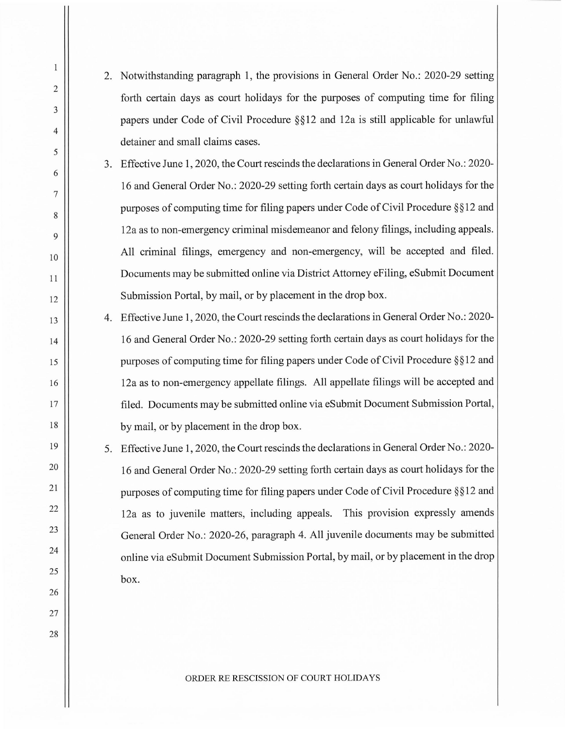2. Notwithstanding paragraph 1, the provisions in General Order No.: 2020-29 setting forth certain days as court holidays for the purposes of computing time for filing papers under Code of Civil Procedure §§12 and 12a is still applicable for unlawful detainer and small claims cases.
3. Effective June 1, 2020, the Court rescinds the declarations in General Order No.: 2020-16 and General Order No.: 2020-29 setting forth certain days as court holidays for the purposes of computing time for filing papers under Code of Civil Procedure §§12 and 12a as to non-emergency criminal misdemeanor and felony filings, including appeals. All criminal filings, emergency and non-emergency, will be accepted and filed. Documents may be submitted online via District Attorney eFiling, eSubmit Document Submission Portal, by mail, or by placement in the drop box.
4. Effective June 1, 2020, the Court rescinds the declarations in General Order No.: 2020-16 and General Order No.: 2020-29 setting forth certain days as court holidays for the purposes of computing time for filing papers under Code of Civil Procedure §§12 and 12a as to non-emergency appellate filings. All appellate filings will be accepted and filed. Documents may be submitted online via eSubmit Document Submission Portal, by mail, or by placement in the drop box.
5. Effective June 1, 2020, the Court rescinds the declarations in General Order No.: 2020-16 and General Order No.: 2020-29 setting forth certain days as court holidays for the purposes of computing time for filing papers under Code of Civil Procedure §§12 and 12a as to juvenile matters, including appeals. This provision expressly amends General Order No.: 2020-26, paragraph 4. All juvenile documents may be submitted online via eSubmit Document Submission Portal, by mail, or by placement in the drop box.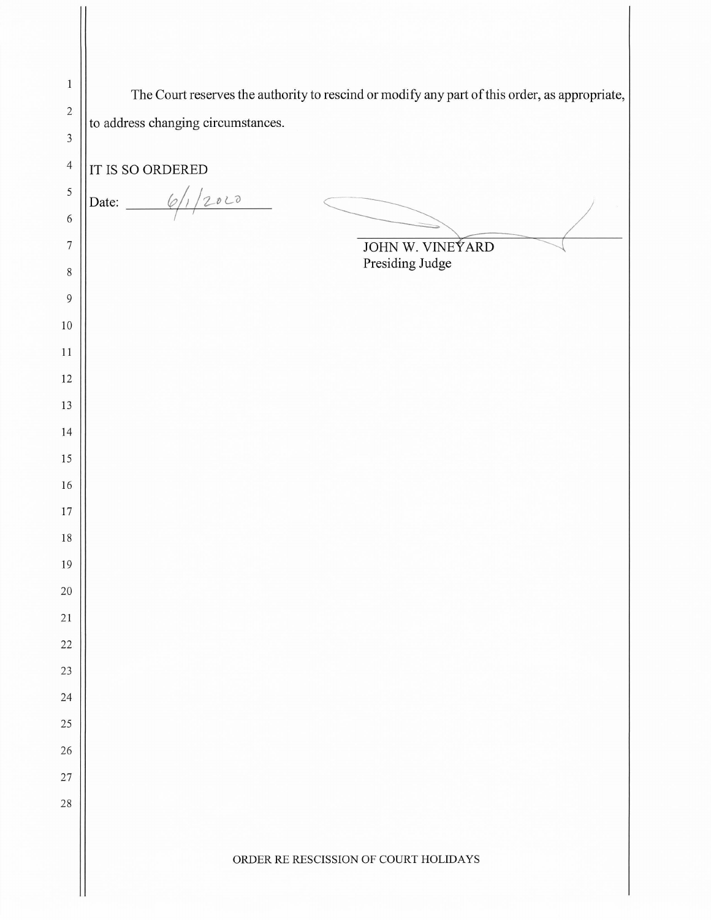The Court reserves the authority to rescind or modify any part of this order, as appropriate, to address changing circumstances.

IT IS SO ORDERED

Date: 6/1/2020

JOHN W. VINEYARD
Presiding Judge